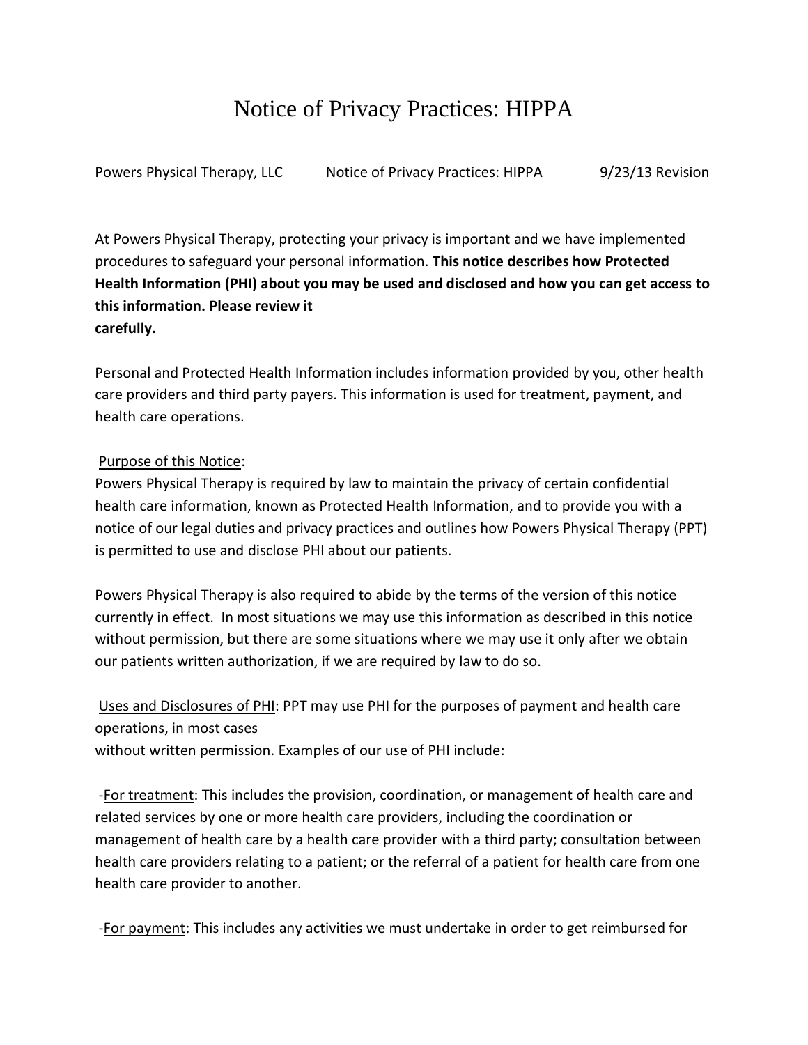# Notice of Privacy Practices: HIPPA

Powers Physical Therapy, LLC Notice of Privacy Practices: HIPPA 9/23/13 Revision

At Powers Physical Therapy, protecting your privacy is important and we have implemented procedures to safeguard your personal information. **This notice describes how Protected Health Information (PHI) about you may be used and disclosed and how you can get access to this information. Please review it carefully.**

Personal and Protected Health Information includes information provided by you, other health care providers and third party payers. This information is used for treatment, payment, and health care operations.

Purpose of this Notice:
Powers Physical Therapy is required by law to maintain the privacy of certain confidential health care information, known as Protected Health Information, and to provide you with a notice of our legal duties and privacy practices and outlines how Powers Physical Therapy (PPT) is permitted to use and disclose PHI about our patients.

Powers Physical Therapy is also required to abide by the terms of the version of this notice currently in effect. In most situations we may use this information as described in this notice without permission, but there are some situations where we may use it only after we obtain our patients written authorization, if we are required by law to do so.

Uses and Disclosures of PHI: PPT may use PHI for the purposes of payment and health care operations, in most cases without written permission. Examples of our use of PHI include:

-For treatment: This includes the provision, coordination, or management of health care and related services by one or more health care providers, including the coordination or management of health care by a health care provider with a third party; consultation between health care providers relating to a patient; or the referral of a patient for health care from one health care provider to another.

-For payment: This includes any activities we must undertake in order to get reimbursed for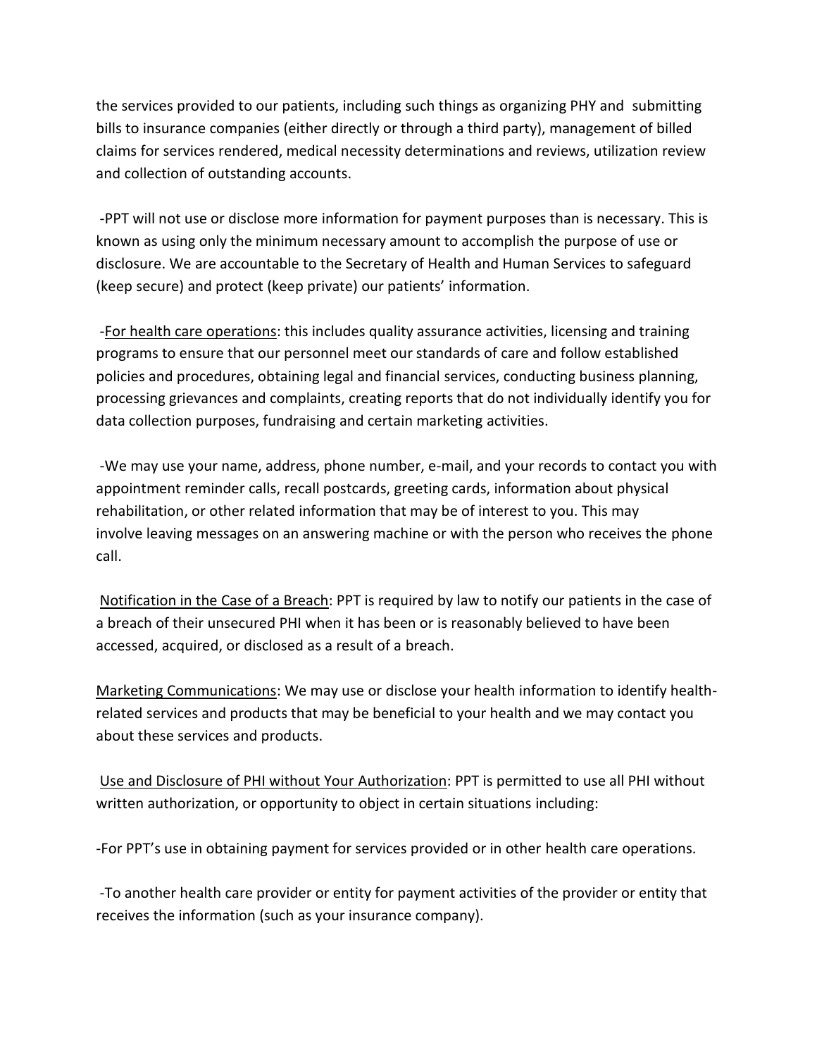the services provided to our patients, including such things as organizing PHY and submitting bills to insurance companies (either directly or through a third party), management of billed claims for services rendered, medical necessity determinations and reviews, utilization review and collection of outstanding accounts.

-PPT will not use or disclose more information for payment purposes than is necessary. This is known as using only the minimum necessary amount to accomplish the purpose of use or disclosure. We are accountable to the Secretary of Health and Human Services to safeguard (keep secure) and protect (keep private) our patients' information.

-<u>For health care operations</u>: this includes quality assurance activities, licensing and training programs to ensure that our personnel meet our standards of care and follow established policies and procedures, obtaining legal and financial services, conducting business planning, processing grievances and complaints, creating reports that do not individually identify you for data collection purposes, fundraising and certain marketing activities.

-We may use your name, address, phone number, e-mail, and your records to contact you with appointment reminder calls, recall postcards, greeting cards, information about physical rehabilitation, or other related information that may be of interest to you. This may involve leaving messages on an answering machine or with the person who receives the phone call.

<u>Notification in the Case of a Breach</u>: PPT is required by law to notify our patients in the case of a breach of their unsecured PHI when it has been or is reasonably believed to have been accessed, acquired, or disclosed as a result of a breach.

<u>Marketing Communications</u>: We may use or disclose your health information to identify health-related services and products that may be beneficial to your health and we may contact you about these services and products.

<u>Use and Disclosure of PHI without Your Authorization</u>: PPT is permitted to use all PHI without written authorization, or opportunity to object in certain situations including:

-For PPT's use in obtaining payment for services provided or in other health care operations.

-To another health care provider or entity for payment activities of the provider or entity that receives the information (such as your insurance company).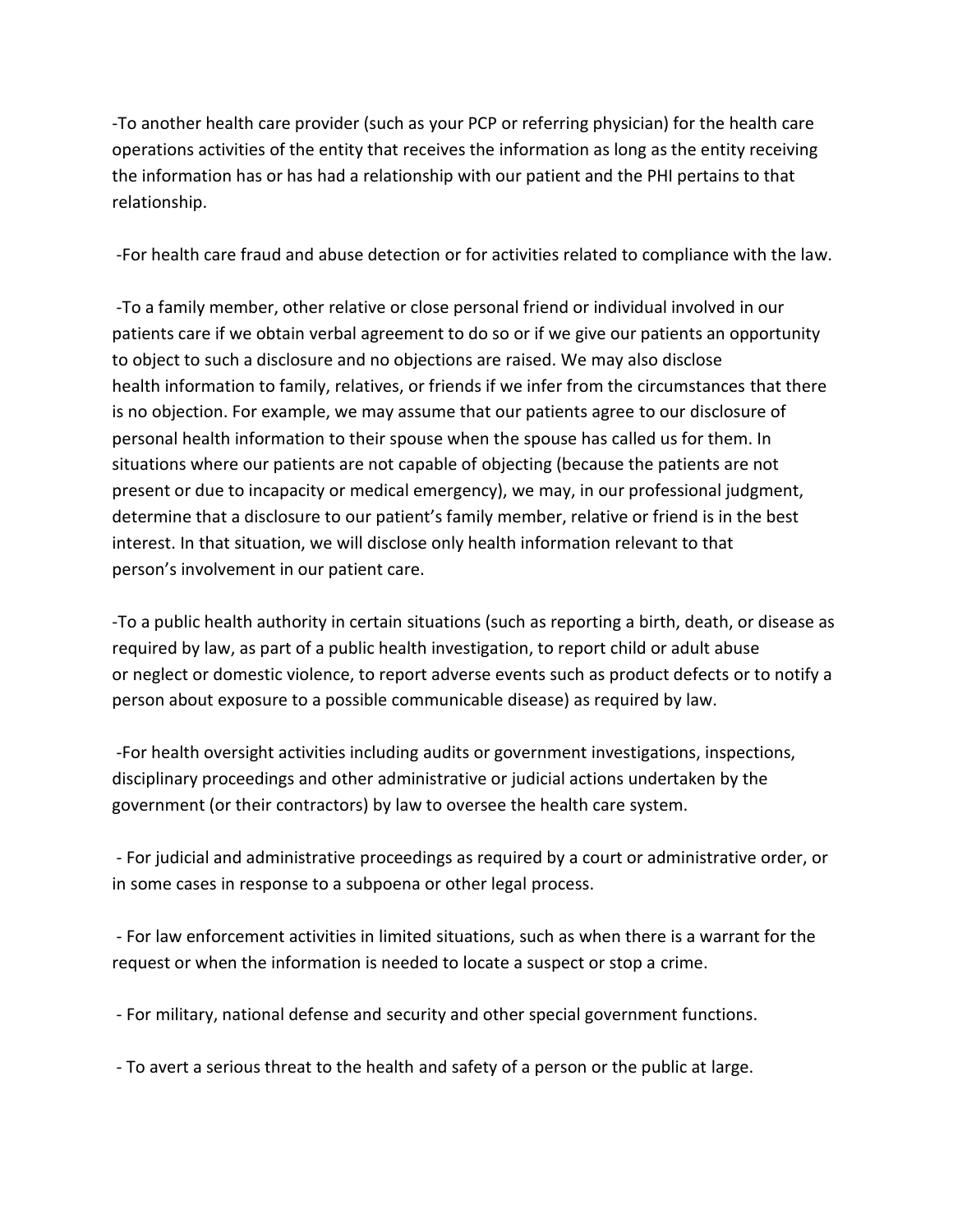-To another health care provider (such as your PCP or referring physician) for the health care operations activities of the entity that receives the information as long as the entity receiving the information has or has had a relationship with our patient and the PHI pertains to that relationship.

-For health care fraud and abuse detection or for activities related to compliance with the law.

-To a family member, other relative or close personal friend or individual involved in our patients care if we obtain verbal agreement to do so or if we give our patients an opportunity to object to such a disclosure and no objections are raised. We may also disclose health information to family, relatives, or friends if we infer from the circumstances that there is no objection. For example, we may assume that our patients agree to our disclosure of personal health information to their spouse when the spouse has called us for them. In situations where our patients are not capable of objecting (because the patients are not present or due to incapacity or medical emergency), we may, in our professional judgment, determine that a disclosure to our patient's family member, relative or friend is in the best interest. In that situation, we will disclose only health information relevant to that person's involvement in our patient care.

-To a public health authority in certain situations (such as reporting a birth, death, or disease as required by law, as part of a public health investigation, to report child or adult abuse or neglect or domestic violence, to report adverse events such as product defects or to notify a person about exposure to a possible communicable disease) as required by law.

-For health oversight activities including audits or government investigations, inspections, disciplinary proceedings and other administrative or judicial actions undertaken by the government (or their contractors) by law to oversee the health care system.

- For judicial and administrative proceedings as required by a court or administrative order, or in some cases in response to a subpoena or other legal process.

- For law enforcement activities in limited situations, such as when there is a warrant for the request or when the information is needed to locate a suspect or stop a crime.

- For military, national defense and security and other special government functions.

- To avert a serious threat to the health and safety of a person or the public at large.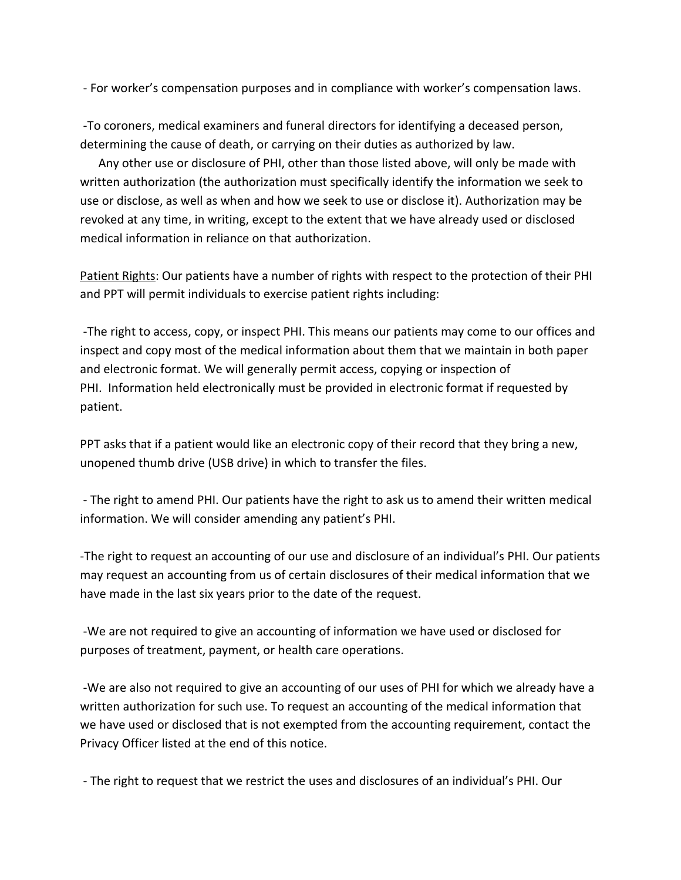- For worker's compensation purposes and in compliance with worker's compensation laws.

-To coroners, medical examiners and funeral directors for identifying a deceased person, determining the cause of death, or carrying on their duties as authorized by law.

Any other use or disclosure of PHI, other than those listed above, will only be made with written authorization (the authorization must specifically identify the information we seek to use or disclose, as well as when and how we seek to use or disclose it). Authorization may be revoked at any time, in writing, except to the extent that we have already used or disclosed medical information in reliance on that authorization.

<u>Patient Rights</u>: Our patients have a number of rights with respect to the protection of their PHI and PPT will permit individuals to exercise patient rights including:

-The right to access, copy, or inspect PHI. This means our patients may come to our offices and inspect and copy most of the medical information about them that we maintain in both paper and electronic format. We will generally permit access, copying or inspection of PHI. Information held electronically must be provided in electronic format if requested by patient.

PPT asks that if a patient would like an electronic copy of their record that they bring a new, unopened thumb drive (USB drive) in which to transfer the files.

- The right to amend PHI. Our patients have the right to ask us to amend their written medical information. We will consider amending any patient's PHI.

-The right to request an accounting of our use and disclosure of an individual's PHI. Our patients may request an accounting from us of certain disclosures of their medical information that we have made in the last six years prior to the date of the request.

-We are not required to give an accounting of information we have used or disclosed for purposes of treatment, payment, or health care operations.

-We are also not required to give an accounting of our uses of PHI for which we already have a written authorization for such use. To request an accounting of the medical information that we have used or disclosed that is not exempted from the accounting requirement, contact the Privacy Officer listed at the end of this notice.

- The right to request that we restrict the uses and disclosures of an individual's PHI. Our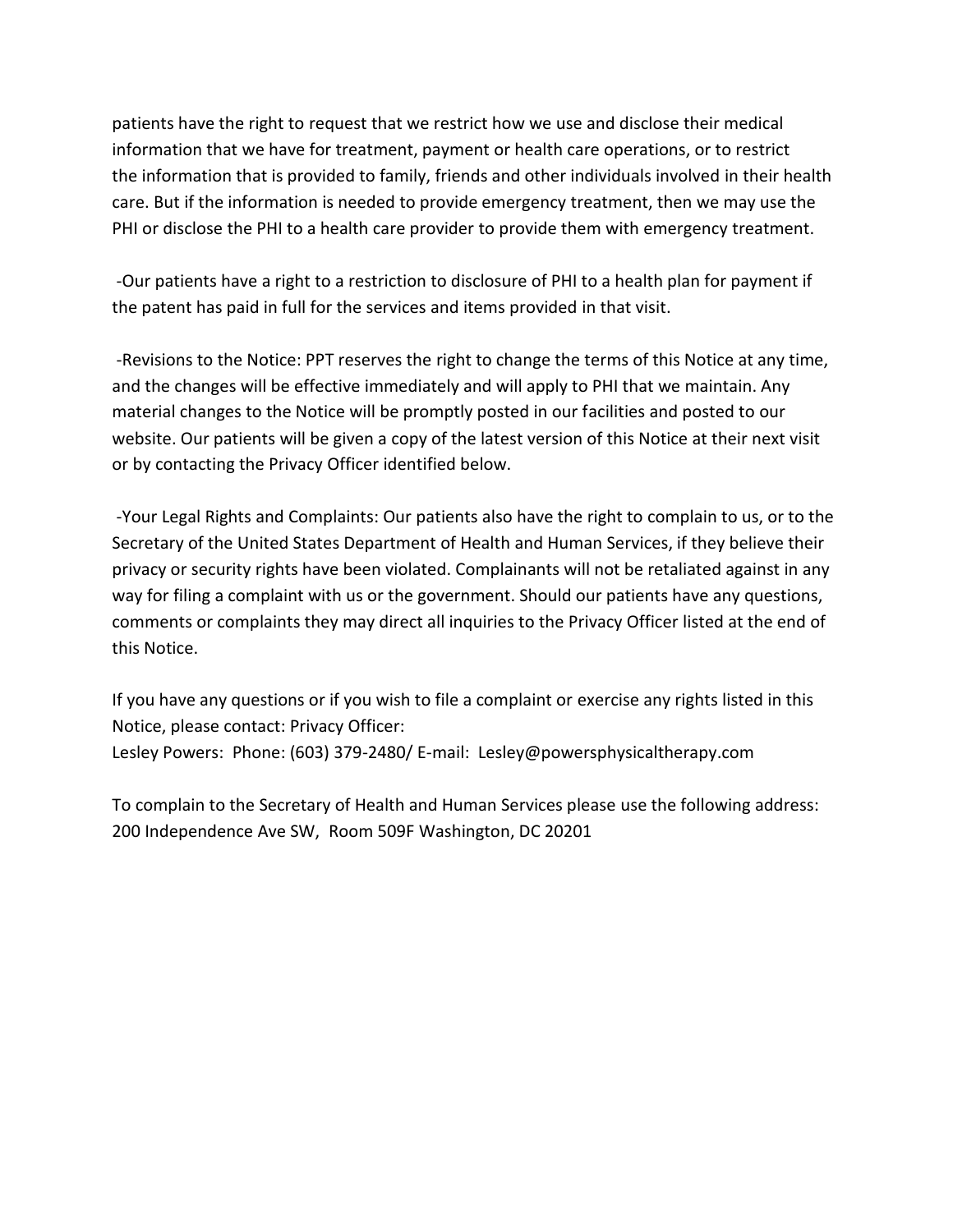patients have the right to request that we restrict how we use and disclose their medical information that we have for treatment, payment or health care operations, or to restrict the information that is provided to family, friends and other individuals involved in their health care. But if the information is needed to provide emergency treatment, then we may use the PHI or disclose the PHI to a health care provider to provide them with emergency treatment.

-Our patients have a right to a restriction to disclosure of PHI to a health plan for payment if the patent has paid in full for the services and items provided in that visit.

-Revisions to the Notice: PPT reserves the right to change the terms of this Notice at any time, and the changes will be effective immediately and will apply to PHI that we maintain. Any material changes to the Notice will be promptly posted in our facilities and posted to our website. Our patients will be given a copy of the latest version of this Notice at their next visit or by contacting the Privacy Officer identified below.

-Your Legal Rights and Complaints: Our patients also have the right to complain to us, or to the Secretary of the United States Department of Health and Human Services, if they believe their privacy or security rights have been violated. Complainants will not be retaliated against in any way for filing a complaint with us or the government. Should our patients have any questions, comments or complaints they may direct all inquiries to the Privacy Officer listed at the end of this Notice.

If you have any questions or if you wish to file a complaint or exercise any rights listed in this Notice, please contact: Privacy Officer:
Lesley Powers: Phone: (603) 379-2480/ E-mail: Lesley@powersphysicaltherapy.com

To complain to the Secretary of Health and Human Services please use the following address:
200 Independence Ave SW, Room 509F Washington, DC 20201